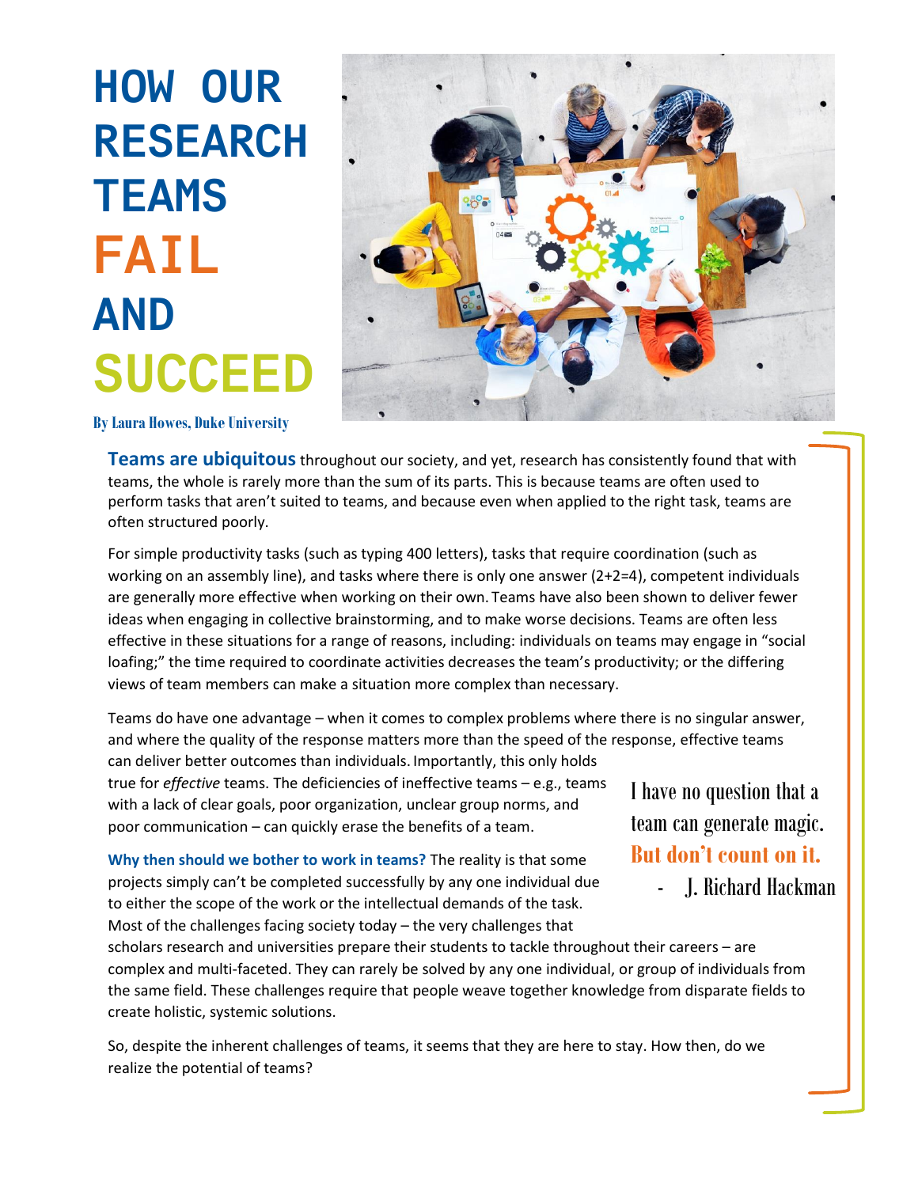# HOW OUR RESEARCH TEAMS FAIL AND SUCCEED

**By Laura Howes, Duke University**

**Teams are ubiquitous** throughout our society, and yet, research has consistently found that with teams, the whole is rarely more than the sum of its parts. This is because teams are often used to perform tasks that aren't suited to teams, and because even when applied to the right task, teams are often structured poorly.

For simple productivity tasks (such as typing 400 letters), tasks that require coordination (such as working on an assembly line), and tasks where there is only one answer (2+2=4), competent individuals are generally more effective when working on their own. Teams have also been shown to deliver fewer ideas when engaging in collective brainstorming, and to make worse decisions. Teams are often less effective in these situations for a range of reasons, including: individuals on teams may engage in "social loafing;" the time required to coordinate activities decreases the team's productivity; or the differing views of team members can make a situation more complex than necessary.

Teams do have one advantage – when it comes to complex problems where there is no singular answer, and where the quality of the response matters more than the speed of the response, effective teams can deliver better outcomes than individuals. Importantly, this only holds true for *effective* teams. The deficiencies of ineffective teams – e.g., teams with a lack of clear goals, poor organization, unclear group norms, and poor communication – can quickly erase the benefits of a team.

> I have no question that a team can generate magic. **But don't count on it.**
>
> \- J. Richard Hackman

**Why then should we bother to work in teams?** The reality is that some projects simply can't be completed successfully by any one individual due to either the scope of the work or the intellectual demands of the task. Most of the challenges facing society today – the very challenges that scholars research and universities prepare their students to tackle throughout their careers – are complex and multi-faceted. They can rarely be solved by any one individual, or group of individuals from the same field. These challenges require that people weave together knowledge from disparate fields to create holistic, systemic solutions.

So, despite the inherent challenges of teams, it seems that they are here to stay. How then, do we realize the potential of teams?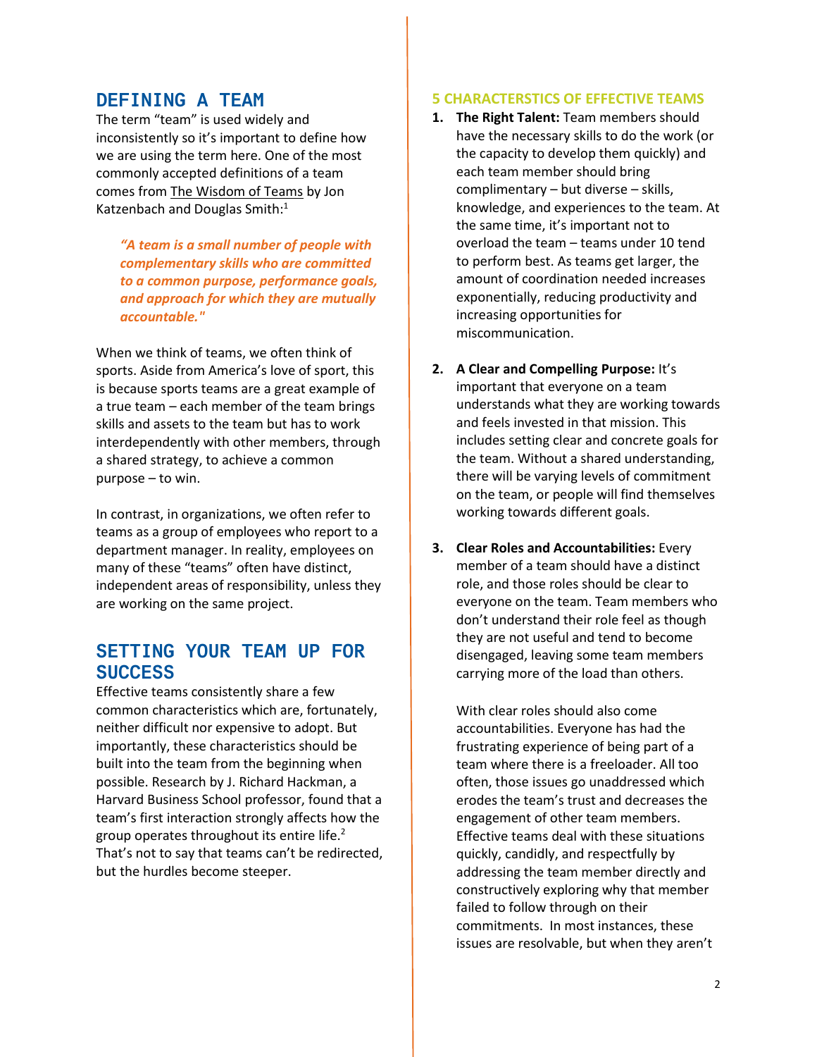## DEFINING A TEAM

The term "team" is used widely and inconsistently so it's important to define how we are using the term here. One of the most commonly accepted definitions of a team comes from The Wisdom of Teams by Jon Katzenbach and Douglas Smith:[1]

> ***"A team is a small number of people with complementary skills who are committed to a common purpose, performance goals, and approach for which they are mutually accountable."***

When we think of teams, we often think of sports. Aside from America's love of sport, this is because sports teams are a great example of a true team – each member of the team brings skills and assets to the team but has to work interdependently with other members, through a shared strategy, to achieve a common purpose – to win.

In contrast, in organizations, we often refer to teams as a group of employees who report to a department manager. In reality, employees on many of these "teams" often have distinct, independent areas of responsibility, unless they are working on the same project.

## SETTING YOUR TEAM UP FOR SUCCESS

Effective teams consistently share a few common characteristics which are, fortunately, neither difficult nor expensive to adopt. But importantly, these characteristics should be built into the team from the beginning when possible. Research by J. Richard Hackman, a Harvard Business School professor, found that a team's first interaction strongly affects how the group operates throughout its entire life.[2] That's not to say that teams can't be redirected, but the hurdles become steeper.

### 5 CHARACTERSTICS OF EFFECTIVE TEAMS

1. **The Right Talent:** Team members should have the necessary skills to do the work (or the capacity to develop them quickly) and each team member should bring complimentary – but diverse – skills, knowledge, and experiences to the team. At the same time, it's important not to overload the team – teams under 10 tend to perform best. As teams get larger, the amount of coordination needed increases exponentially, reducing productivity and increasing opportunities for miscommunication.

2. **A Clear and Compelling Purpose:** It's important that everyone on a team understands what they are working towards and feels invested in that mission. This includes setting clear and concrete goals for the team. Without a shared understanding, there will be varying levels of commitment on the team, or people will find themselves working towards different goals.

3. **Clear Roles and Accountabilities:** Every member of a team should have a distinct role, and those roles should be clear to everyone on the team. Team members who don't understand their role feel as though they are not useful and tend to become disengaged, leaving some team members carrying more of the load than others.

   With clear roles should also come accountabilities. Everyone has had the frustrating experience of being part of a team where there is a freeloader. All too often, those issues go unaddressed which erodes the team's trust and decreases the engagement of other team members. Effective teams deal with these situations quickly, candidly, and respectfully by addressing the team member directly and constructively exploring why that member failed to follow through on their commitments. In most instances, these issues are resolvable, but when they aren't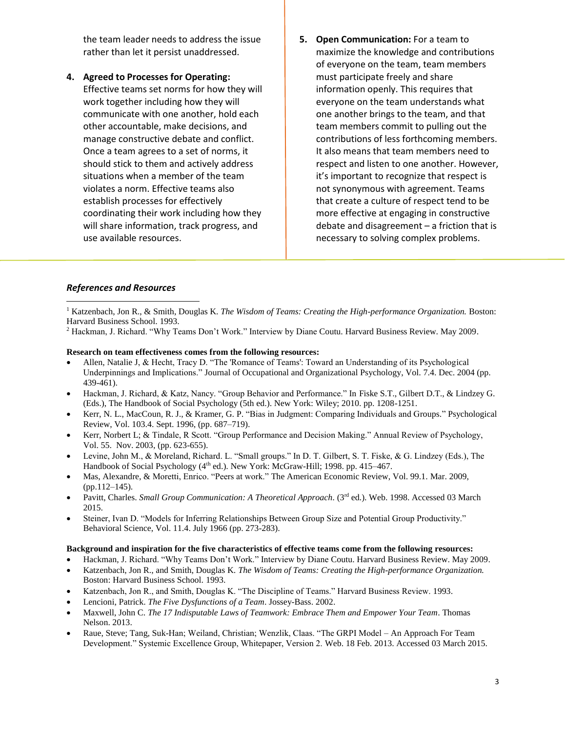the team leader needs to address the issue rather than let it persist unaddressed.

4. **Agreed to Processes for Operating:** Effective teams set norms for how they will work together including how they will communicate with one another, hold each other accountable, make decisions, and manage constructive debate and conflict. Once a team agrees to a set of norms, it should stick to them and actively address situations when a member of the team violates a norm. Effective teams also establish processes for effectively coordinating their work including how they will share information, track progress, and use available resources.

5. **Open Communication:** For a team to maximize the knowledge and contributions of everyone on the team, team members must participate freely and share information openly. This requires that everyone on the team understands what one another brings to the team, and that team members commit to pulling out the contributions of less forthcoming members. It also means that team members need to respect and listen to one another. However, it's important to recognize that respect is not synonymous with agreement. Teams that create a culture of respect tend to be more effective at engaging in constructive debate and disagreement – a friction that is necessary to solving complex problems.

### *References and Resources*

[1] Katzenbach, Jon R., & Smith, Douglas K. *The Wisdom of Teams: Creating the High-performance Organization.* Boston: Harvard Business School. 1993.

[2] Hackman, J. Richard. "Why Teams Don't Work." Interview by Diane Coutu. Harvard Business Review. May 2009.

**Research on team effectiveness comes from the following resources:**

- Allen, Natalie J, & Hecht, Tracy D. "The 'Romance of Teams': Toward an Understanding of its Psychological Underpinnings and Implications." Journal of Occupational and Organizational Psychology, Vol. 7.4. Dec. 2004 (pp. 439-461).
- Hackman, J. Richard, & Katz, Nancy. "Group Behavior and Performance." In Fiske S.T., Gilbert D.T., & Lindzey G. (Eds.), The Handbook of Social Psychology (5th ed.). New York: Wiley; 2010. pp. 1208-1251.
- Kerr, N. L., MacCoun, R. J., & Kramer, G. P. "Bias in Judgment: Comparing Individuals and Groups." Psychological Review, Vol. 103.4. Sept. 1996, (pp. 687–719).
- Kerr, Norbert L; & Tindale, R Scott. "Group Performance and Decision Making." Annual Review of Psychology, Vol. 55. Nov. 2003, (pp. 623-655).
- Levine, John M., & Moreland, Richard. L. "Small groups." In D. T. Gilbert, S. T. Fiske, & G. Lindzey (Eds.), The Handbook of Social Psychology (4th ed.). New York: McGraw-Hill; 1998. pp. 415–467.
- Mas, Alexandre, & Moretti, Enrico. "Peers at work." The American Economic Review, Vol. 99.1. Mar. 2009, (pp.112–145).
- Pavitt, Charles. *Small Group Communication: A Theoretical Approach*. (3rd ed.). Web. 1998. Accessed 03 March 2015.
- Steiner, Ivan D. "Models for Inferring Relationships Between Group Size and Potential Group Productivity." Behavioral Science, Vol. 11.4. July 1966 (pp. 273-283).

**Background and inspiration for the five characteristics of effective teams come from the following resources:**

- Hackman, J. Richard. "Why Teams Don't Work." Interview by Diane Coutu. Harvard Business Review. May 2009.
- Katzenbach, Jon R., and Smith, Douglas K. *The Wisdom of Teams: Creating the High-performance Organization.* Boston: Harvard Business School. 1993.
- Katzenbach, Jon R., and Smith, Douglas K. "The Discipline of Teams." Harvard Business Review. 1993.
- Lencioni, Patrick. *The Five Dysfunctions of a Team*. Jossey-Bass. 2002.
- Maxwell, John C. *The 17 Indisputable Laws of Teamwork: Embrace Them and Empower Your Team*. Thomas Nelson. 2013.
- Raue, Steve; Tang, Suk-Han; Weiland, Christian; Wenzlik, Claas. "The GRPI Model – An Approach For Team Development." Systemic Excellence Group, Whitepaper, Version 2. Web. 18 Feb. 2013. Accessed 03 March 2015.